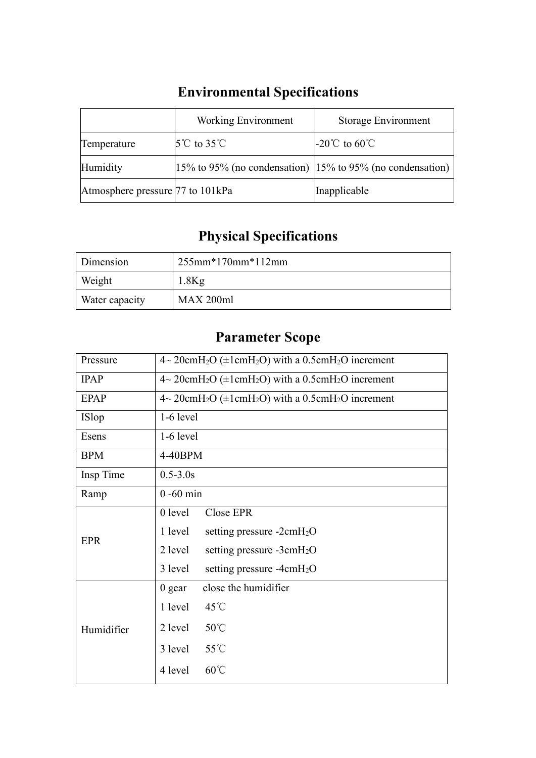## Environmental Specifications

| | Working Environment | Storage Environment |
|---|---|---|
| Temperature | 5℃ to 35℃ | -20℃ to 60℃ |
| Humidity | 15% to 95% (no condensation) | 15% to 95% (no condensation) |
| Atmosphere pressure | 77 to 101kPa | Inapplicable |

## Physical Specifications

| | |
|---|---|
| Dimension | 255mm*170mm*112mm |
| Weight | 1.8Kg |
| Water capacity | MAX 200ml |

## Parameter Scope

| | |
|---|---|
| Pressure | 4~ 20cm$H_2O$ (±1cm$H_2O$) with a 0.5cm$H_2O$ increment |
| IPAP | 4~ 20cm$H_2O$ (±1cm$H_2O$) with a 0.5cm$H_2O$ increment |
| EPAP | 4~ 20cm$H_2O$ (±1cm$H_2O$) with a 0.5cm$H_2O$ increment |
| ISlop | 1-6 level |
| Esens | 1-6 level |
| BPM | 4-40BPM |
| Insp Time | 0.5-3.0s |
| Ramp | 0 -60 min |
| EPR | 0 level Close EPR<br>1 level setting pressure -2cm$H_2O$<br>2 level setting pressure -3cm$H_2O$<br>3 level setting pressure -4cm$H_2O$ |
| Humidifier | 0 gear close the humidifier<br>1 level 45℃<br>2 level 50℃<br>3 level 55℃<br>4 level 60℃ |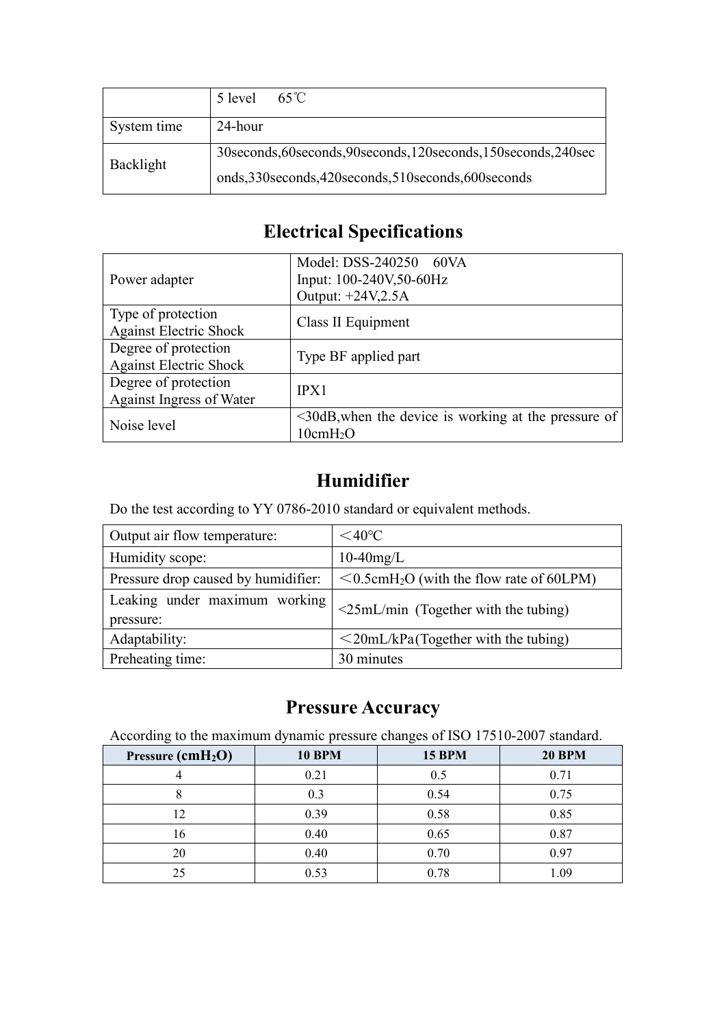| | 5 level　65℃ |
|---|---|
| System time | 24-hour |
| Backlight | 30seconds,60seconds,90seconds,120seconds,150seconds,240seconds,330seconds,420seconds,510seconds,600seconds |

## Electrical Specifications

| Power adapter | Model: DSS-240250　60VA<br>Input: 100-240V,50-60Hz<br>Output: +24V,2.5A |
|---|---|
| Type of protection Against Electric Shock | Class II Equipment |
| Degree of protection Against Electric Shock | Type BF applied part |
| Degree of protection Against Ingress of Water | IPX1 |
| Noise level | <30dB,when the device is working at the pressure of 10cm$H_2O$ |

## Humidifier

Do the test according to YY 0786-2010 standard or equivalent methods.

| Output air flow temperature: | ＜40℃ |
|---|---|
| Humidity scope: | 10-40mg/L |
| Pressure drop caused by humidifier: | ＜0.5cm$H_2O$ (with the flow rate of 60LPM) |
| Leaking under maximum working pressure: | <25mL/min (Together with the tubing) |
| Adaptability: | ＜20mL/kPa(Together with the tubing) |
| Preheating time: | 30 minutes |

## Pressure Accuracy

According to the maximum dynamic pressure changes of ISO 17510-2007 standard.

| Pressure (cm$H_2O$) | 10 BPM | 15 BPM | 20 BPM |
|---|---|---|---|
| 4 | 0.21 | 0.5 | 0.71 |
| 8 | 0.3 | 0.54 | 0.75 |
| 12 | 0.39 | 0.58 | 0.85 |
| 16 | 0.40 | 0.65 | 0.87 |
| 20 | 0.40 | 0.70 | 0.97 |
| 25 | 0.53 | 0.78 | 1.09 |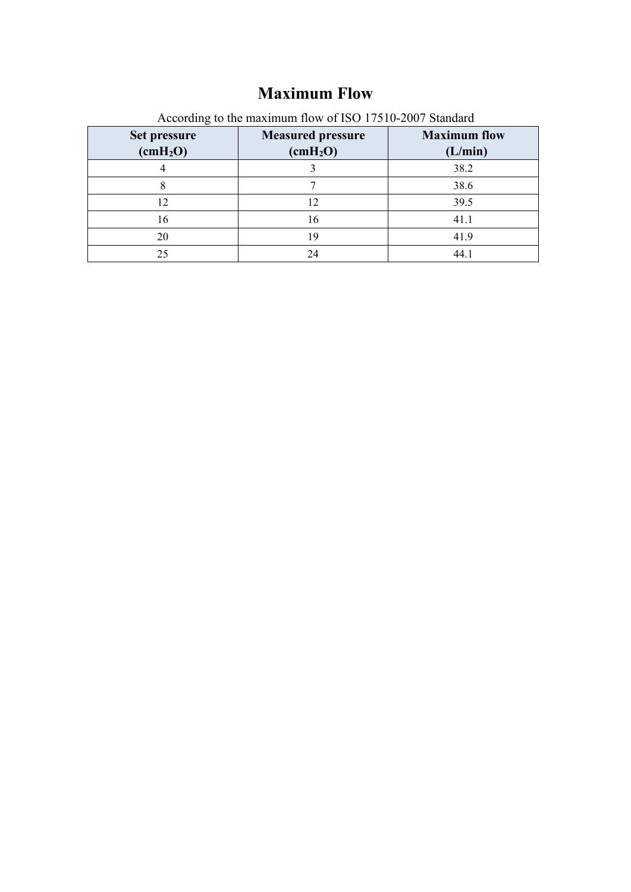# Maximum Flow

According to the maximum flow of ISO 17510-2007 Standard

| Set pressure ($cmH_2O$) | Measured pressure ($cmH_2O$) | Maximum flow (L/min) |
|---|---|---|
| 4 | 3 | 38.2 |
| 8 | 7 | 38.6 |
| 12 | 12 | 39.5 |
| 16 | 16 | 41.1 |
| 20 | 19 | 41.9 |
| 25 | 24 | 44.1 |